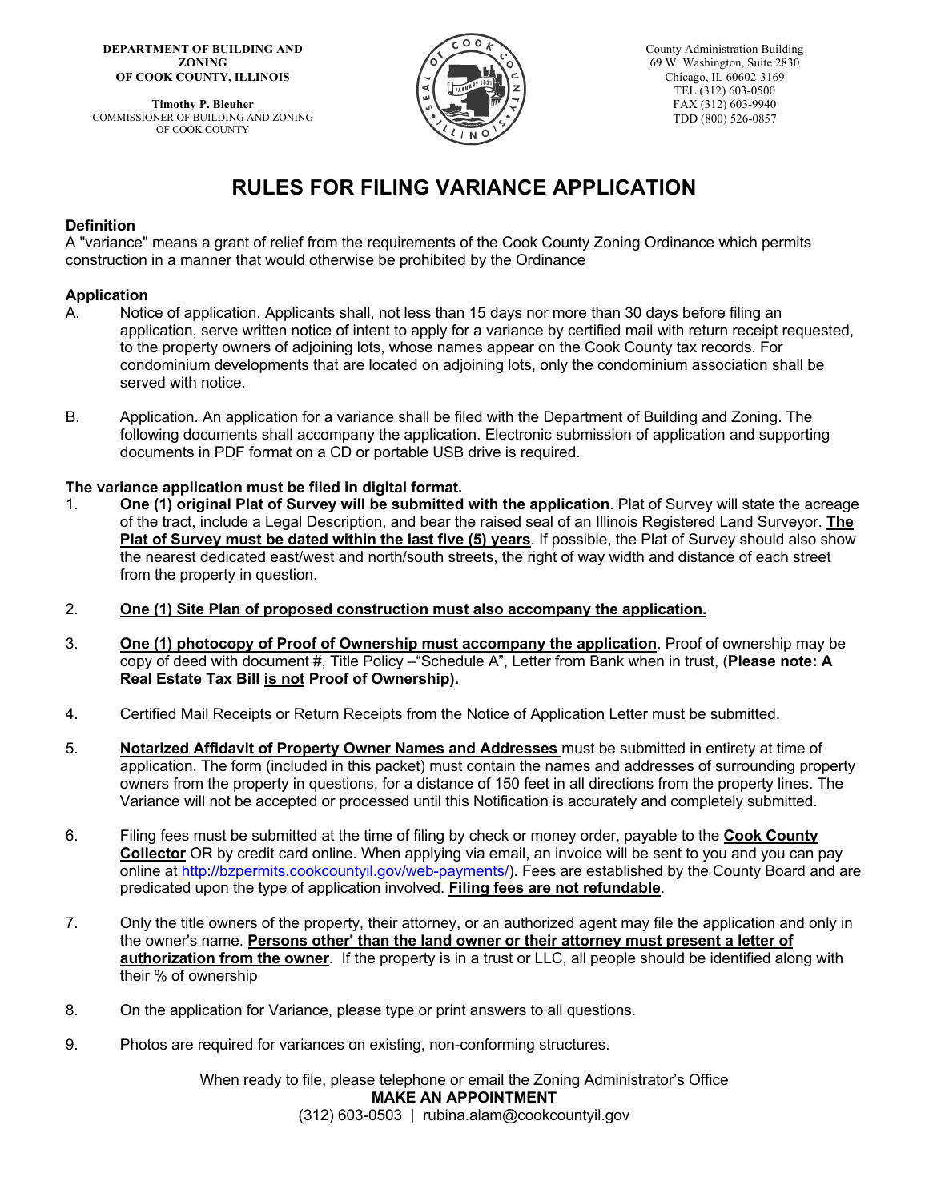DEPARTMENT OF BUILDING AND ZONING
OF COOK COUNTY, ILLINOIS

Timothy P. Bleuher
COMMISSIONER OF BUILDING AND ZONING
OF COOK COUNTY

County Administration Building
69 W. Washington, Suite 2830
Chicago, IL 60602-3169
TEL (312) 603-0500
FAX (312) 603-9940
TDD (800) 526-0857

# RULES FOR FILING VARIANCE APPLICATION

**Definition**

A "variance" means a grant of relief from the requirements of the Cook County Zoning Ordinance which permits construction in a manner that would otherwise be prohibited by the Ordinance

**Application**

A. Notice of application. Applicants shall, not less than 15 days nor more than 30 days before filing an application, serve written notice of intent to apply for a variance by certified mail with return receipt requested, to the property owners of adjoining lots, whose names appear on the Cook County tax records. For condominium developments that are located on adjoining lots, only the condominium association shall be served with notice.

B. Application. An application for a variance shall be filed with the Department of Building and Zoning. The following documents shall accompany the application. Electronic submission of application and supporting documents in PDF format on a CD or portable USB drive is required.

**The variance application must be filed in digital format.**

1. **One (1) original Plat of Survey will be submitted with the application**. Plat of Survey will state the acreage of the tract, include a Legal Description, and bear the raised seal of an Illinois Registered Land Surveyor. **The Plat of Survey must be dated within the last five (5) years**. If possible, the Plat of Survey should also show the nearest dedicated east/west and north/south streets, the right of way width and distance of each street from the property in question.

2. **One (1) Site Plan of proposed construction must also accompany the application.**

3. **One (1) photocopy of Proof of Ownership must accompany the application**. Proof of ownership may be copy of deed with document #, Title Policy –"Schedule A", Letter from Bank when in trust, (**Please note: A Real Estate Tax Bill is not Proof of Ownership).**

4. Certified Mail Receipts or Return Receipts from the Notice of Application Letter must be submitted.

5. **Notarized Affidavit of Property Owner Names and Addresses** must be submitted in entirety at time of application. The form (included in this packet) must contain the names and addresses of surrounding property owners from the property in questions, for a distance of 150 feet in all directions from the property lines. The Variance will not be accepted or processed until this Notification is accurately and completely submitted.

6. Filing fees must be submitted at the time of filing by check or money order, payable to the **Cook County Collector** OR by credit card online. When applying via email, an invoice will be sent to you and you can pay online at http://bzpermits.cookcountyil.gov/web-payments/). Fees are established by the County Board and are predicated upon the type of application involved. **Filing fees are not refundable**.

7. Only the title owners of the property, their attorney, or an authorized agent may file the application and only in the owner's name. **Persons other' than the land owner or their attorney must present a letter of authorization from the owner**. If the property is in a trust or LLC, all people should be identified along with their % of ownership

8. On the application for Variance, please type or print answers to all questions.

9. Photos are required for variances on existing, non-conforming structures.

When ready to file, please telephone or email the Zoning Administrator's Office

**MAKE AN APPOINTMENT**

(312) 603-0503 | rubina.alam@cookcountyil.gov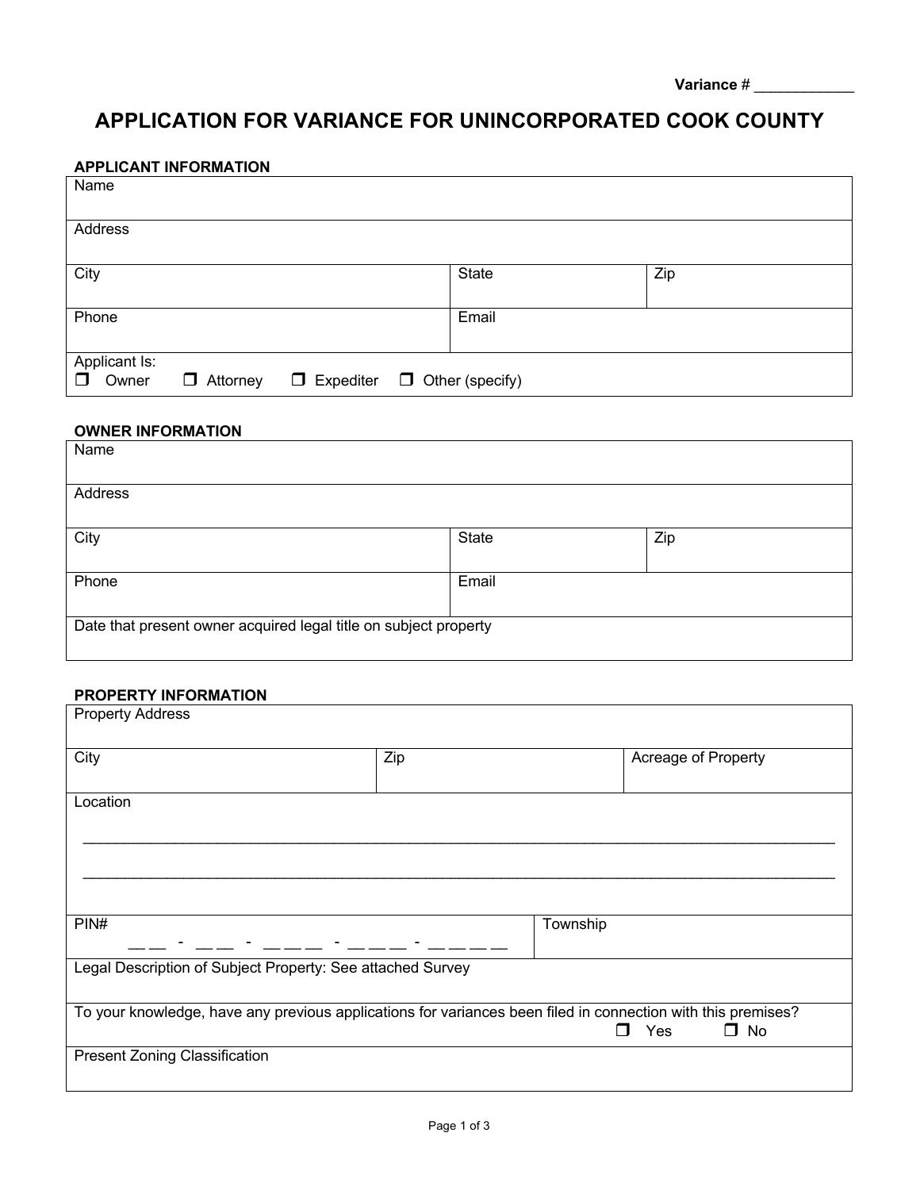Variance # ____________

# APPLICATION FOR VARIANCE FOR UNINCORPORATED COOK COUNTY

## APPLICANT INFORMATION

| Name | | |
|---|---|---|
| Address | | |
| City | State | Zip |
| Phone | Email | |
| Applicant Is: ❒ Owner ❒ Attorney ❒ Expediter ❒ Other (specify) | | |

## OWNER INFORMATION

| Name | | |
|---|---|---|
| Address | | |
| City | State | Zip |
| Phone | Email | |
| Date that present owner acquired legal title on subject property | | |

## PROPERTY INFORMATION

| Property Address | | |
|---|---|---|
| City | Zip | Acreage of Property |
| Location<br>______________________________________________________________<br>______________________________________________________________ | | |
| PIN# __ __ - __ __ - __ __ __ - __ __ __ - __ __ __ __ | Township | |
| Legal Description of Subject Property: See attached Survey | | |
| To your knowledge, have any previous applications for variances been filed in connection with this premises? ❒ Yes ❒ No | | |
| Present Zoning Classification | | |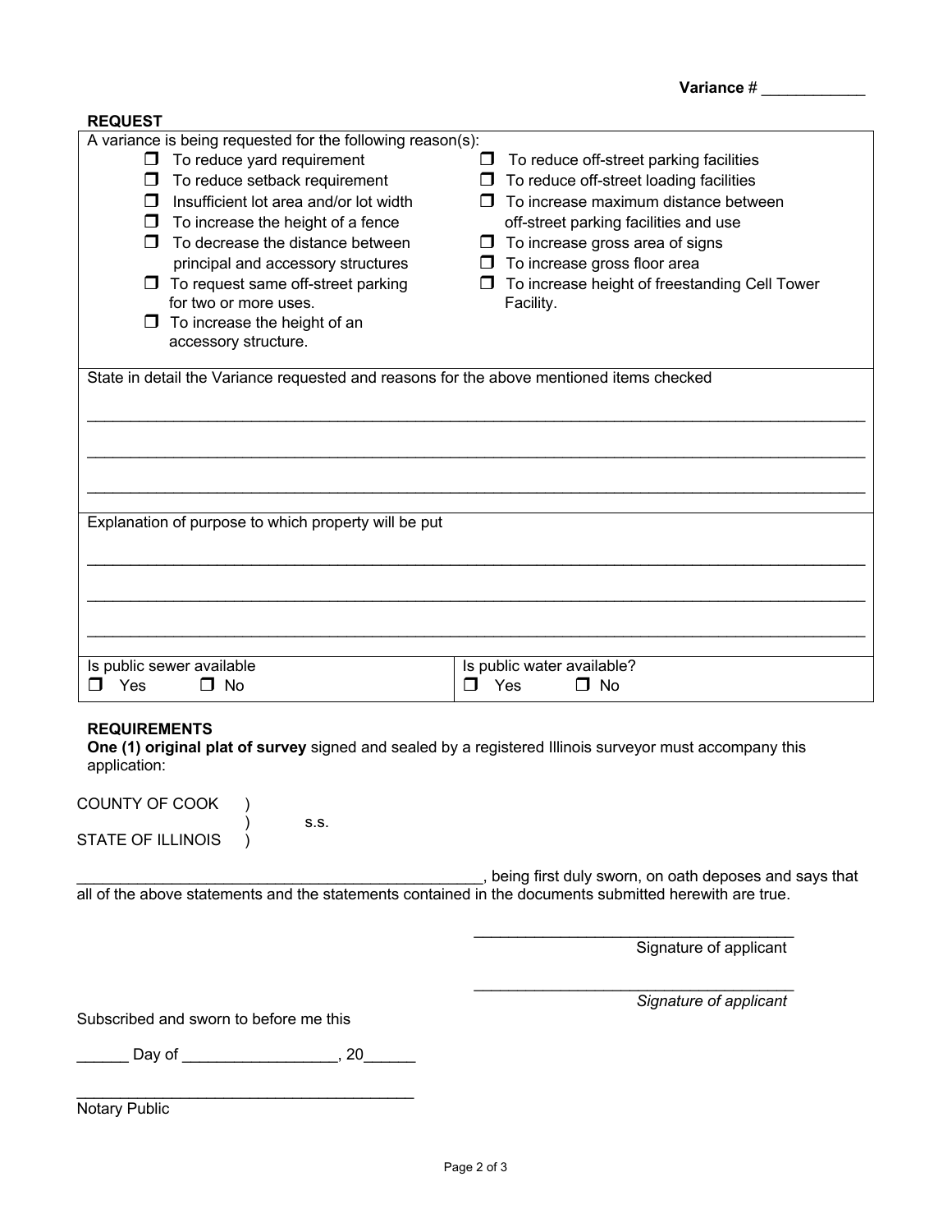**Variance #** ____________

**REQUEST**

A variance is being requested for the following reason(s):

- ☐ To reduce yard requirement
- ☐ To reduce setback requirement
- ☐ Insufficient lot area and/or lot width
- ☐ To increase the height of a fence
- ☐ To decrease the distance between principal and accessory structures
- ☐ To request same off-street parking for two or more uses.
- ☐ To increase the height of an accessory structure.
- ☐ To reduce off-street parking facilities
- ☐ To reduce off-street loading facilities
- ☐ To increase maximum distance between off-street parking facilities and use
- ☐ To increase gross area of signs
- ☐ To increase gross floor area
- ☐ To increase height of freestanding Cell Tower Facility.

State in detail the Variance requested and reasons for the above mentioned items checked

______________________________________________________________________________

______________________________________________________________________________

______________________________________________________________________________

Explanation of purpose to which property will be put

______________________________________________________________________________

______________________________________________________________________________

______________________________________________________________________________

| Is public sewer available | Is public water available? |
|---|---|
| ☐ Yes ☐ No | ☐ Yes ☐ No |

**REQUIREMENTS**

**One (1) original plat of survey** signed and sealed by a registered Illinois surveyor must accompany this application:

COUNTY OF COOK )
) s.s.
STATE OF ILLINOIS )

_______________________________________________, being first duly sworn, on oath deposes and says that all of the above statements and the statements contained in the documents submitted herewith are true.

_____________________________________
Signature of applicant

_____________________________________
*Signature of applicant*

Subscribed and sworn to before me this

______ Day of _________________, 20______

_______________________________________
Notary Public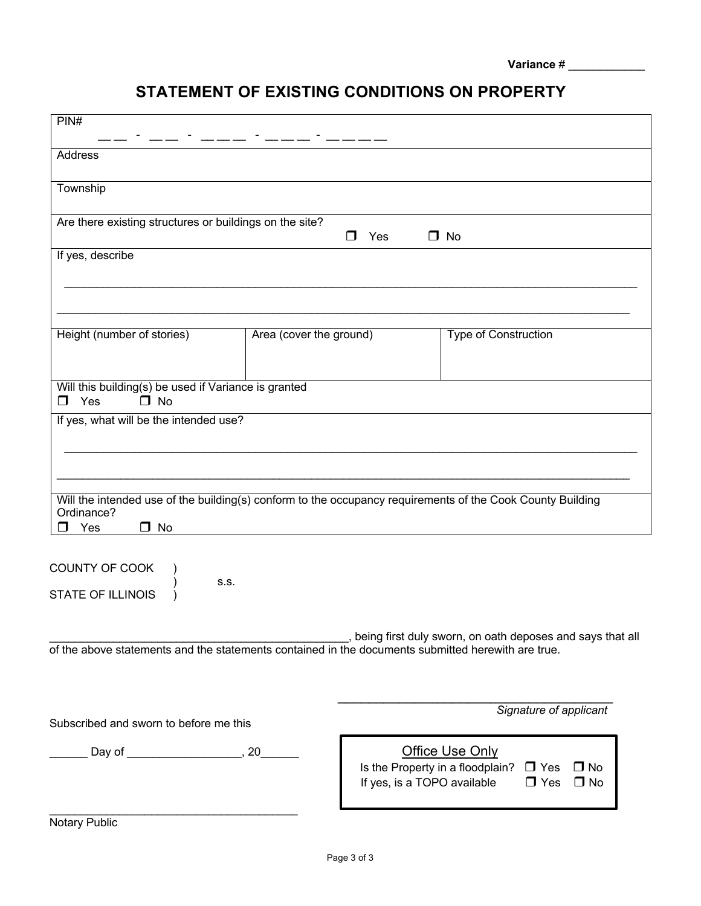Variance # ____________

# STATEMENT OF EXISTING CONDITIONS ON PROPERTY

| | | |
|---|---|---|
| PIN# __ __ - __ __ - __ __ __ - __ __ __ - __ __ __ __ | | |
| Address | | |
| Township | | |
| Are there existing structures or buildings on the site? ❐ Yes ❐ No | | |
| If yes, describe ________________________________________________ ________________________________________________ | | |
| Height (number of stories) | Area (cover the ground) | Type of Construction |
| Will this building(s) be used if Variance is granted ❐ Yes ❐ No | | |
| If yes, what will be the intended use? ________________________________________________ ________________________________________________ | | |
| Will the intended use of the building(s) conform to the occupancy requirements of the Cook County Building Ordinance? ❐ Yes ❐ No | | |

COUNTY OF COOK )
) s.s.
STATE OF ILLINOIS )

______________________________________________, being first duly sworn, on oath deposes and says that all of the above statements and the statements contained in the documents submitted herewith are true.

______________________________________________
*Signature of applicant*

Subscribed and sworn to before me this

______ Day of __________________, 20______

______________________________________
Notary Public

**Office Use Only**

Is the Property in a floodplain? ❐ Yes ❐ No

If yes, is a TOPO available ❐ Yes ❐ No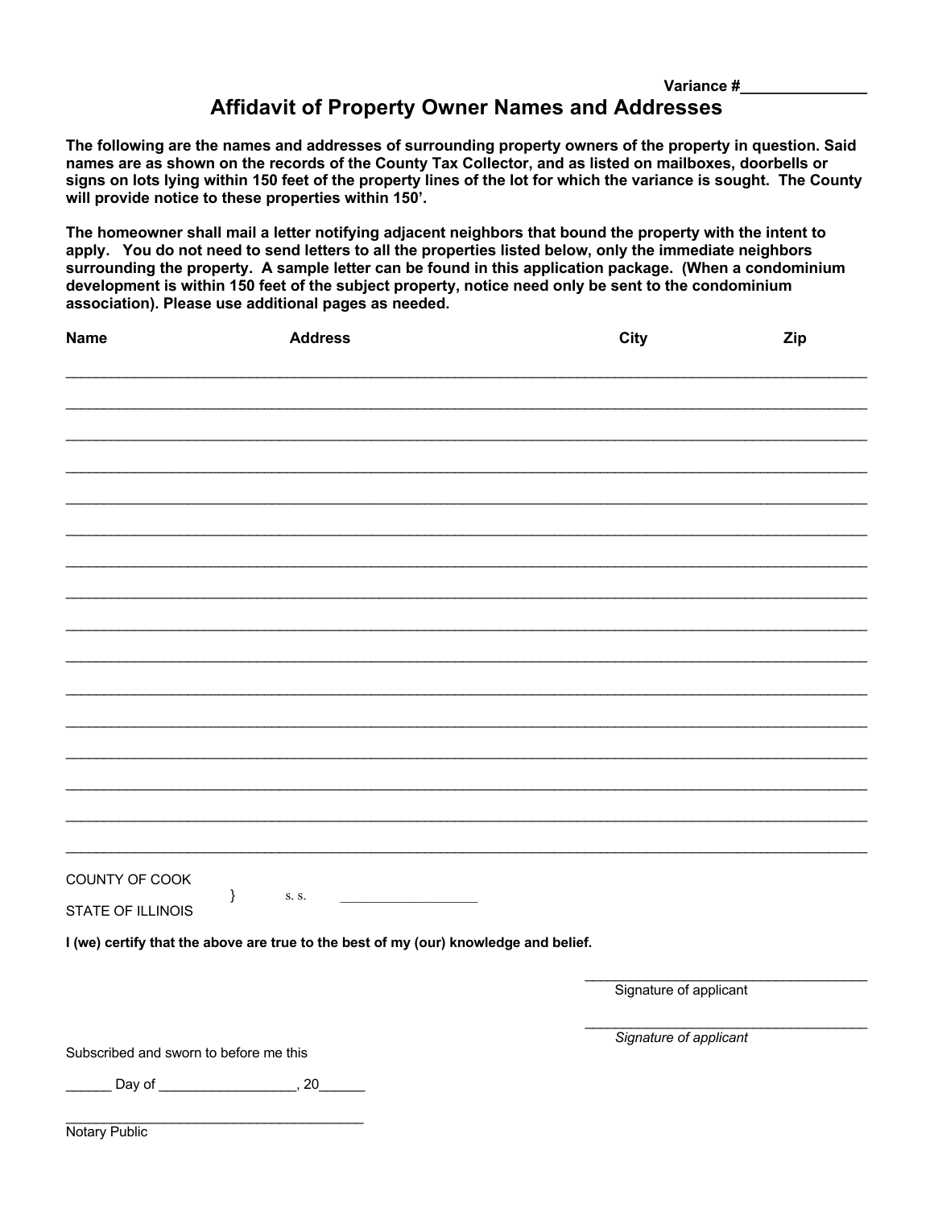Variance #_______________

# Affidavit of Property Owner Names and Addresses

**The following are the names and addresses of surrounding property owners of the property in question. Said names are as shown on the records of the County Tax Collector, and as listed on mailboxes, doorbells or signs on lots lying within 150 feet of the property lines of the lot for which the variance is sought. The County will provide notice to these properties within 150'.**

**The homeowner shall mail a letter notifying adjacent neighbors that bound the property with the intent to apply. You do not need to send letters to all the properties listed below, only the immediate neighbors surrounding the property. A sample letter can be found in this application package. (When a condominium development is within 150 feet of the subject property, notice need only be sent to the condominium association). Please use additional pages as needed.**

| Name | Address | City | Zip |
|---|---|---|---|
| | | | |
| | | | |
| | | | |
| | | | |
| | | | |
| | | | |
| | | | |
| | | | |
| | | | |
| | | | |
| | | | |
| | | | |
| | | | |
| | | | |
| | | | |
| | | | |

COUNTY OF COOK
} s. s. ___________________
STATE OF ILLINOIS

**I (we) certify that the above are true to the best of my (our) knowledge and belief.**

_____________________________________
Signature of applicant

_____________________________________
*Signature of applicant*

Subscribed and sworn to before me this

______ Day of __________________, 20______

_________________________________________
Notary Public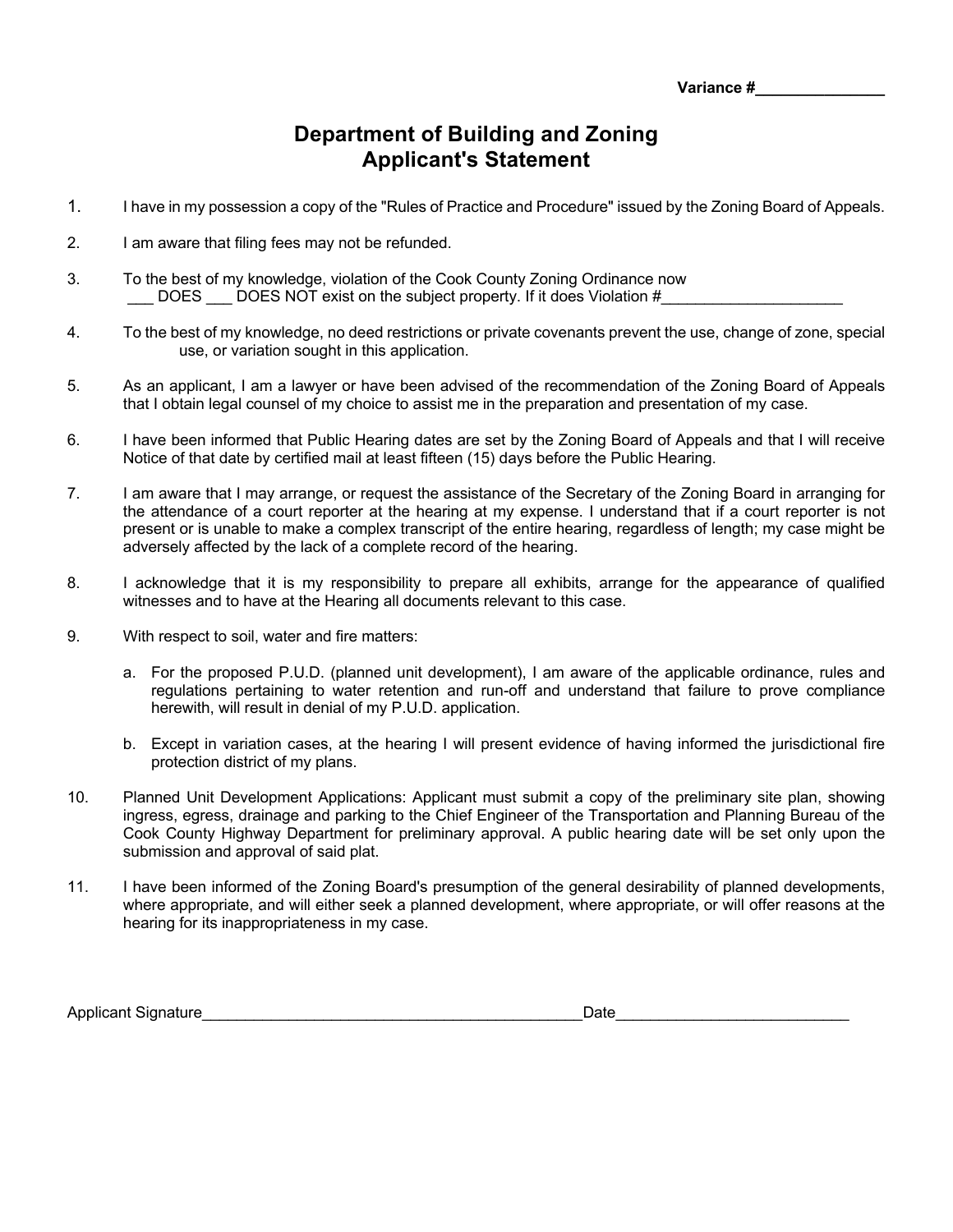Variance #_______________

# Department of Building and Zoning
## Applicant's Statement

1. I have in my possession a copy of the "Rules of Practice and Procedure" issued by the Zoning Board of Appeals.

2. I am aware that filing fees may not be refunded.

3. To the best of my knowledge, violation of the Cook County Zoning Ordinance now ___ DOES ___ DOES NOT exist on the subject property. If it does Violation #_____________________

4. To the best of my knowledge, no deed restrictions or private covenants prevent the use, change of zone, special use, or variation sought in this application.

5. As an applicant, I am a lawyer or have been advised of the recommendation of the Zoning Board of Appeals that I obtain legal counsel of my choice to assist me in the preparation and presentation of my case.

6. I have been informed that Public Hearing dates are set by the Zoning Board of Appeals and that I will receive Notice of that date by certified mail at least fifteen (15) days before the Public Hearing.

7. I am aware that I may arrange, or request the assistance of the Secretary of the Zoning Board in arranging for the attendance of a court reporter at the hearing at my expense. I understand that if a court reporter is not present or is unable to make a complex transcript of the entire hearing, regardless of length; my case might be adversely affected by the lack of a complete record of the hearing.

8. I acknowledge that it is my responsibility to prepare all exhibits, arrange for the appearance of qualified witnesses and to have at the Hearing all documents relevant to this case.

9. With respect to soil, water and fire matters:

   a. For the proposed P.U.D. (planned unit development), I am aware of the applicable ordinance, rules and regulations pertaining to water retention and run-off and understand that failure to prove compliance herewith, will result in denial of my P.U.D. application.

   b. Except in variation cases, at the hearing I will present evidence of having informed the jurisdictional fire protection district of my plans.

10. Planned Unit Development Applications: Applicant must submit a copy of the preliminary site plan, showing ingress, egress, drainage and parking to the Chief Engineer of the Transportation and Planning Bureau of the Cook County Highway Department for preliminary approval. A public hearing date will be set only upon the submission and approval of said plat.

11. I have been informed of the Zoning Board's presumption of the general desirability of planned developments, where appropriate, and will either seek a planned development, where appropriate, or will offer reasons at the hearing for its inappropriateness in my case.

Applicant Signature_____________________________________________Date___________________________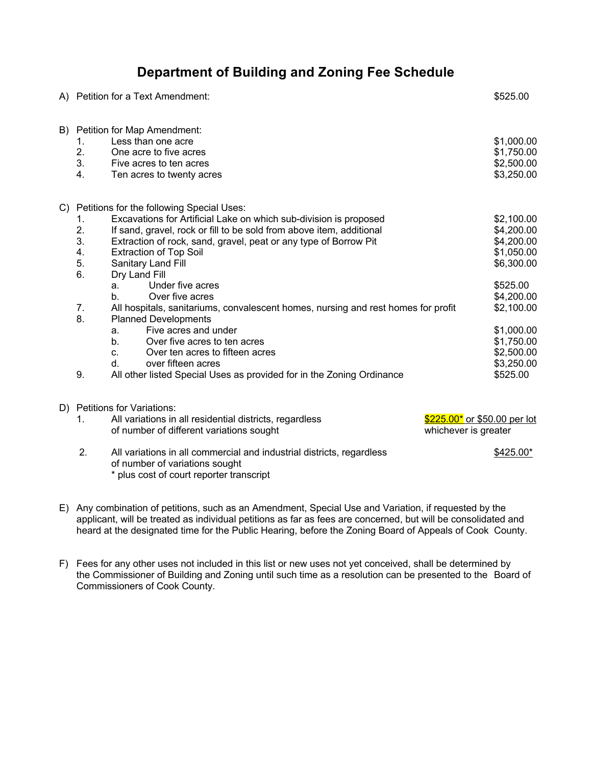# Department of Building and Zoning Fee Schedule

A) Petition for a Text Amendment: $525.00

B) Petition for Map Amendment:

| | | |
|---|---|---|
| 1. | Less than one acre | $1,000.00 |
| 2. | One acre to five acres | $1,750.00 |
| 3. | Five acres to ten acres | $2,500.00 |
| 4. | Ten acres to twenty acres | $3,250.00 |

C) Petitions for the following Special Uses:

| | | |
|---|---|---|
| 1. | Excavations for Artificial Lake on which sub-division is proposed | $2,100.00 |
| 2. | If sand, gravel, rock or fill to be sold from above item, additional | $4,200.00 |
| 3. | Extraction of rock, sand, gravel, peat or any type of Borrow Pit | $4,200.00 |
| 4. | Extraction of Top Soil | $1,050.00 |
| 5. | Sanitary Land Fill | $6,300.00 |
| 6. | Dry Land Fill | |
| | a. Under five acres | $525.00 |
| | b. Over five acres | $4,200.00 |
| 7. | All hospitals, sanitariums, convalescent homes, nursing and rest homes for profit | $2,100.00 |
| 8. | Planned Developments | |
| | a. Five acres and under | $1,000.00 |
| | b. Over five acres to ten acres | $1,750.00 |
| | c. Over ten acres to fifteen acres | $2,500.00 |
| | d. over fifteen acres | $3,250.00 |
| 9. | All other listed Special Uses as provided for in the Zoning Ordinance | $525.00 |

D) Petitions for Variations:

| | | |
|---|---|---|
| 1. | All variations in all residential districts, regardless of number of different variations sought | $225.00* or $50.00 per lot whichever is greater |
| 2. | All variations in all commercial and industrial districts, regardless of number of variations sought | $425.00* |

\* plus cost of court reporter transcript

E) Any combination of petitions, such as an Amendment, Special Use and Variation, if requested by the applicant, will be treated as individual petitions as far as fees are concerned, but will be consolidated and heard at the designated time for the Public Hearing, before the Zoning Board of Appeals of Cook County.

F) Fees for any other uses not included in this list or new uses not yet conceived, shall be determined by the Commissioner of Building and Zoning until such time as a resolution can be presented to the Board of Commissioners of Cook County.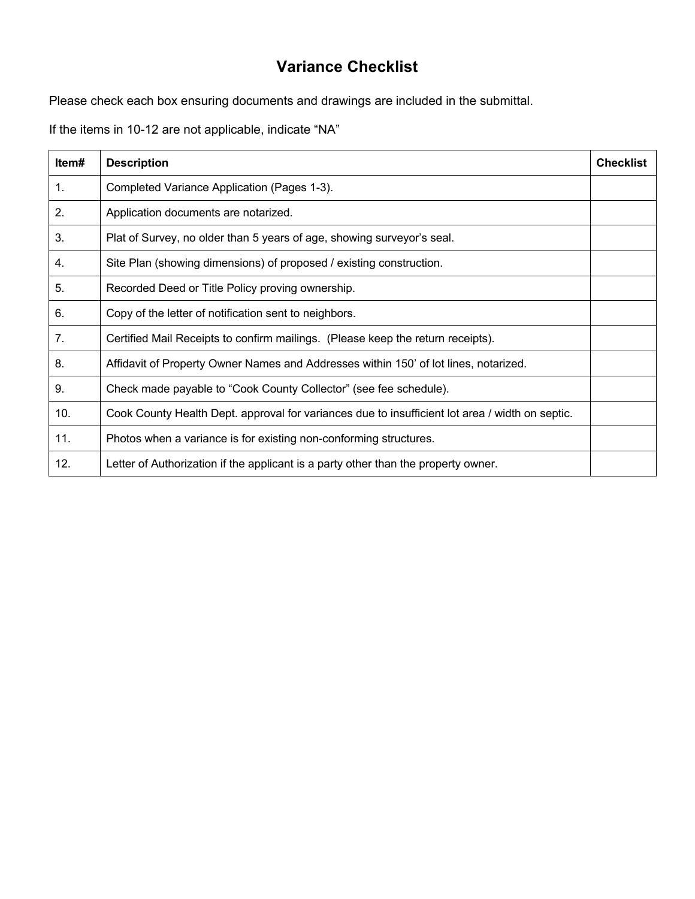# Variance Checklist

Please check each box ensuring documents and drawings are included in the submittal.

If the items in 10-12 are not applicable, indicate "NA"

| Item# | Description | Checklist |
|---|---|---|
| 1. | Completed Variance Application (Pages 1-3). | |
| 2. | Application documents are notarized. | |
| 3. | Plat of Survey, no older than 5 years of age, showing surveyor's seal. | |
| 4. | Site Plan (showing dimensions) of proposed / existing construction. | |
| 5. | Recorded Deed or Title Policy proving ownership. | |
| 6. | Copy of the letter of notification sent to neighbors. | |
| 7. | Certified Mail Receipts to confirm mailings. (Please keep the return receipts). | |
| 8. | Affidavit of Property Owner Names and Addresses within 150' of lot lines, notarized. | |
| 9. | Check made payable to "Cook County Collector" (see fee schedule). | |
| 10. | Cook County Health Dept. approval for variances due to insufficient lot area / width on septic. | |
| 11. | Photos when a variance is for existing non-conforming structures. | |
| 12. | Letter of Authorization if the applicant is a party other than the property owner. | |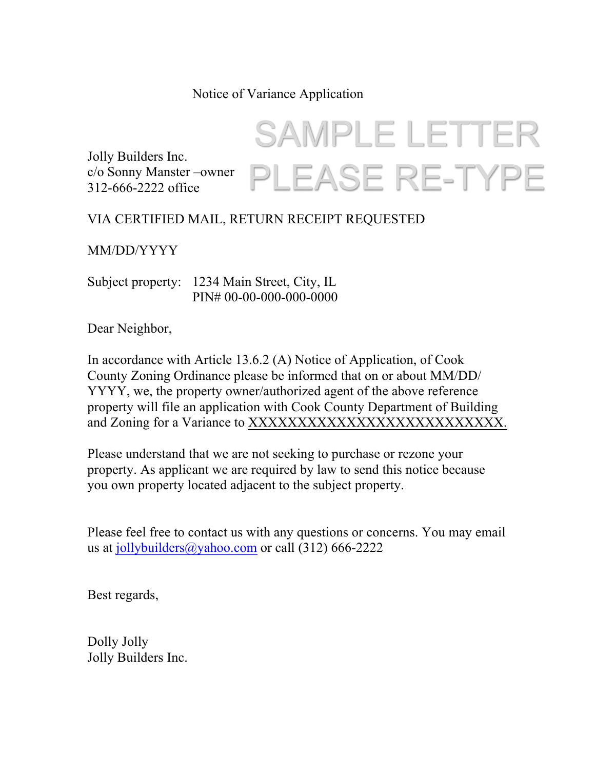Notice of Variance Application

SAMPLE LETTER
PLEASE RE-TYPE

Jolly Builders Inc.
c/o Sonny Manster –owner
312-666-2222 office

VIA CERTIFIED MAIL, RETURN RECEIPT REQUESTED

MM/DD/YYYY

Subject property: 1234 Main Street, City, IL
PIN# 00-00-000-000-0000

Dear Neighbor,

In accordance with Article 13.6.2 (A) Notice of Application, of Cook County Zoning Ordinance please be informed that on or about MM/DD/YYYY, we, the property owner/authorized agent of the above reference property will file an application with Cook County Department of Building and Zoning for a Variance to XXXXXXXXXXXXXXXXXXXXXXXXXX.

Please understand that we are not seeking to purchase or rezone your property. As applicant we are required by law to send this notice because you own property located adjacent to the subject property.

Please feel free to contact us with any questions or concerns. You may email us at jollybuilders@yahoo.com or call (312) 666-2222

Best regards,

Dolly Jolly
Jolly Builders Inc.